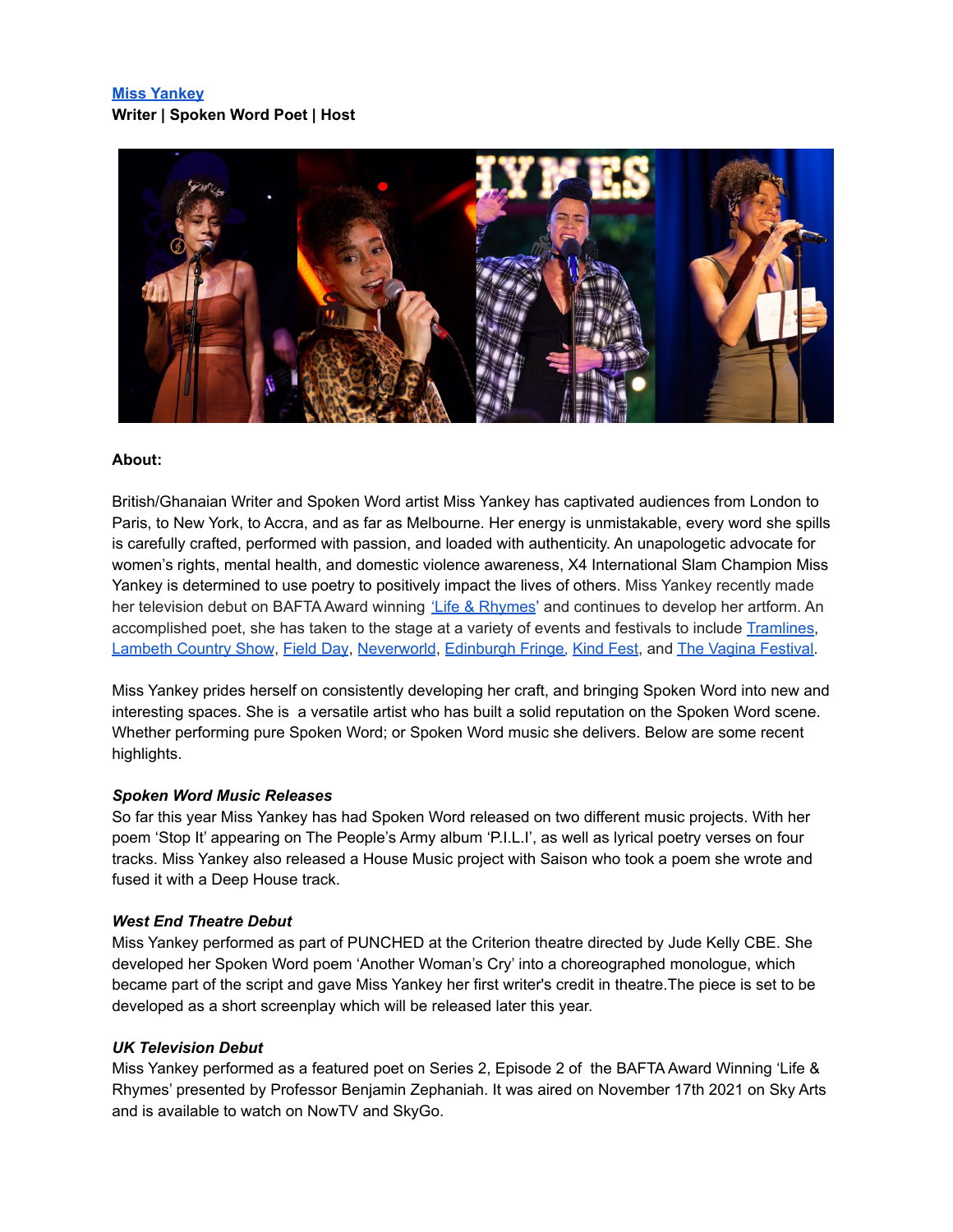**Miss Yankey**
**Writer | Spoken Word Poet | Host**

**About:**

British/Ghanaian Writer and Spoken Word artist Miss Yankey has captivated audiences from London to Paris, to New York, to Accra, and as far as Melbourne. Her energy is unmistakable, every word she spills is carefully crafted, performed with passion, and loaded with authenticity. An unapologetic advocate for women's rights, mental health, and domestic violence awareness, X4 International Slam Champion Miss Yankey is determined to use poetry to positively impact the lives of others. Miss Yankey recently made her television debut on BAFTA Award winning 'Life & Rhymes' and continues to develop her artform. An accomplished poet, she has taken to the stage at a variety of events and festivals to include Tramlines, Lambeth Country Show, Field Day, Neverworld, Edinburgh Fringe, Kind Fest, and The Vagina Festival.

Miss Yankey prides herself on consistently developing her craft, and bringing Spoken Word into new and interesting spaces. She is a versatile artist who has built a solid reputation on the Spoken Word scene. Whether performing pure Spoken Word; or Spoken Word music she delivers. Below are some recent highlights.

***Spoken Word Music Releases***

So far this year Miss Yankey has had Spoken Word released on two different music projects. With her poem 'Stop It' appearing on The People's Army album 'P.I.L.I', as well as lyrical poetry verses on four tracks. Miss Yankey also released a House Music project with Saison who took a poem she wrote and fused it with a Deep House track.

***West End Theatre Debut***

Miss Yankey performed as part of PUNCHED at the Criterion theatre directed by Jude Kelly CBE. She developed her Spoken Word poem 'Another Woman's Cry' into a choreographed monologue, which became part of the script and gave Miss Yankey her first writer's credit in theatre.The piece is set to be developed as a short screenplay which will be released later this year.

***UK Television Debut***

Miss Yankey performed as a featured poet on Series 2, Episode 2 of the BAFTA Award Winning 'Life & Rhymes' presented by Professor Benjamin Zephaniah. It was aired on November 17th 2021 on Sky Arts and is available to watch on NowTV and SkyGo.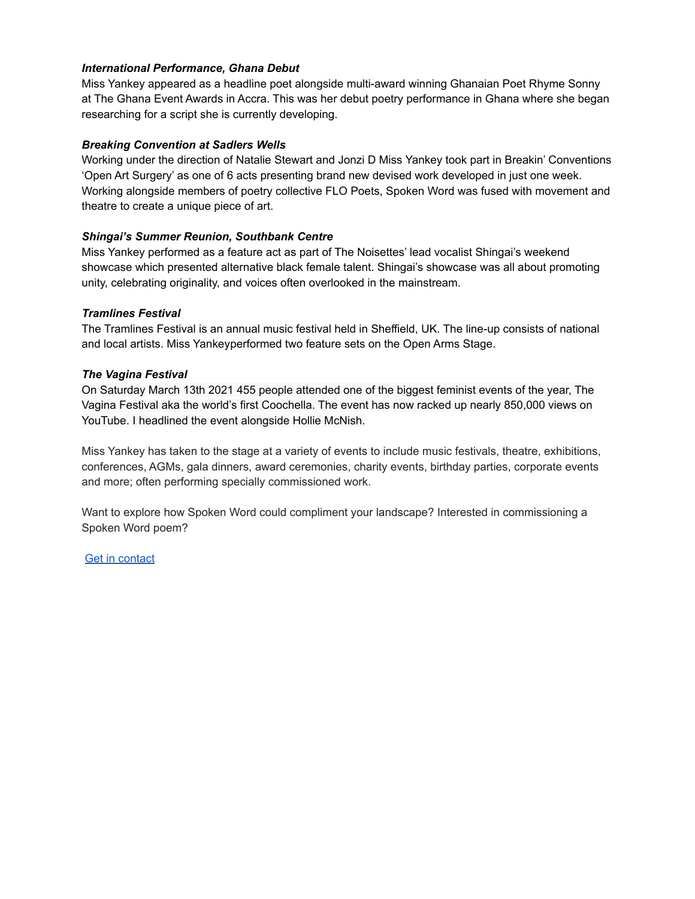***International Performance, Ghana Debut***
Miss Yankey appeared as a headline poet alongside multi-award winning Ghanaian Poet Rhyme Sonny at The Ghana Event Awards in Accra. This was her debut poetry performance in Ghana where she began researching for a script she is currently developing.

***Breaking Convention at Sadlers Wells***
Working under the direction of Natalie Stewart and Jonzi D Miss Yankey took part in Breakin' Conventions 'Open Art Surgery' as one of 6 acts presenting brand new devised work developed in just one week. Working alongside members of poetry collective FLO Poets, Spoken Word was fused with movement and theatre to create a unique piece of art.

***Shingai's Summer Reunion, Southbank Centre***
Miss Yankey performed as a feature act as part of The Noisettes' lead vocalist Shingai's weekend showcase which presented alternative black female talent. Shingai's showcase was all about promoting unity, celebrating originality, and voices often overlooked in the mainstream.

***Tramlines Festival***
The Tramlines Festival is an annual music festival held in Sheffield, UK. The line-up consists of national and local artists. Miss Yankeyperformed two feature sets on the Open Arms Stage.

***The Vagina Festival***
On Saturday March 13th 2021 455 people attended one of the biggest feminist events of the year, The Vagina Festival aka the world's first Coochella. The event has now racked up nearly 850,000 views on YouTube. I headlined the event alongside Hollie McNish.

Miss Yankey has taken to the stage at a variety of events to include music festivals, theatre, exhibitions, conferences, AGMs, gala dinners, award ceremonies, charity events, birthday parties, corporate events and more; often performing specially commissioned work.

Want to explore how Spoken Word could compliment your landscape? Interested in commissioning a Spoken Word poem?

Get in contact